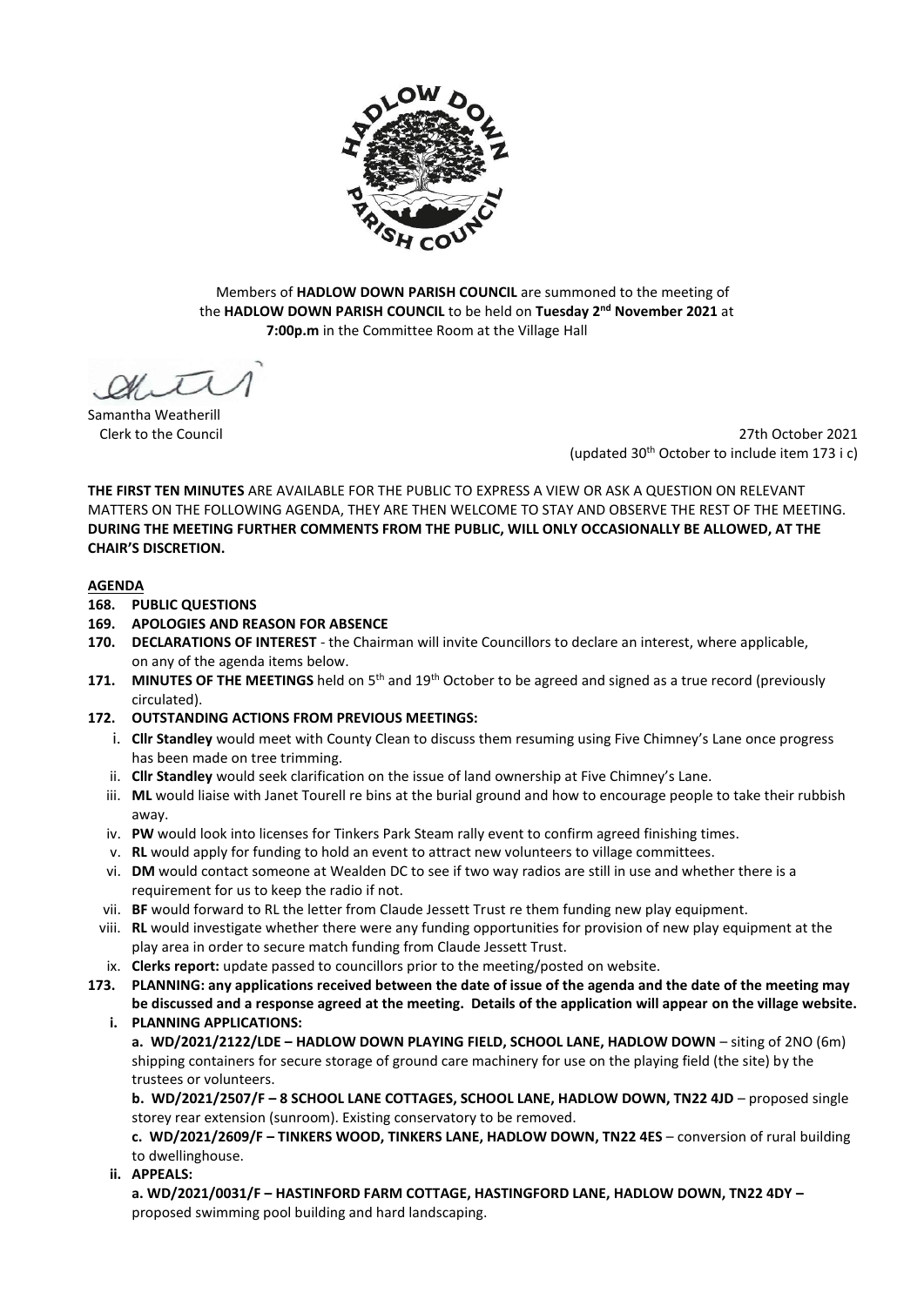Members of **HADLOW DOWN PARISH COUNCIL** are summoned to the meeting of the **HADLOW DOWN PARISH COUNCIL** to be held on **Tuesday 2nd November 2021** at **7:00p.m** in the Committee Room at the Village Hall

Samantha Weatherill
Clerk to the Council

27th October 2021
(updated 30th October to include item 173 i c)

**THE FIRST TEN MINUTES** ARE AVAILABLE FOR THE PUBLIC TO EXPRESS A VIEW OR ASK A QUESTION ON RELEVANT MATTERS ON THE FOLLOWING AGENDA, THEY ARE THEN WELCOME TO STAY AND OBSERVE THE REST OF THE MEETING. **DURING THE MEETING FURTHER COMMENTS FROM THE PUBLIC, WILL ONLY OCCASIONALLY BE ALLOWED, AT THE CHAIR'S DISCRETION.**

## AGENDA

**168. PUBLIC QUESTIONS**

**169. APOLOGIES AND REASON FOR ABSENCE**

**170. DECLARATIONS OF INTEREST** - the Chairman will invite Councillors to declare an interest, where applicable, on any of the agenda items below.

**171. MINUTES OF THE MEETINGS** held on 5th and 19th October to be agreed and signed as a true record (previously circulated).

**172. OUTSTANDING ACTIONS FROM PREVIOUS MEETINGS:**

i. **Cllr Standley** would meet with County Clean to discuss them resuming using Five Chimney's Lane once progress has been made on tree trimming.

ii. **Cllr Standley** would seek clarification on the issue of land ownership at Five Chimney's Lane.

iii. **ML** would liaise with Janet Tourell re bins at the burial ground and how to encourage people to take their rubbish away.

iv. **PW** would look into licenses for Tinkers Park Steam rally event to confirm agreed finishing times.

v. **RL** would apply for funding to hold an event to attract new volunteers to village committees.

vi. **DM** would contact someone at Wealden DC to see if two way radios are still in use and whether there is a requirement for us to keep the radio if not.

vii. **BF** would forward to RL the letter from Claude Jessett Trust re them funding new play equipment.

viii. **RL** would investigate whether there were any funding opportunities for provision of new play equipment at the play area in order to secure match funding from Claude Jessett Trust.

ix. **Clerks report:** update passed to councillors prior to the meeting/posted on website.

**173. PLANNING: any applications received between the date of issue of the agenda and the date of the meeting may be discussed and a response agreed at the meeting. Details of the application will appear on the village website.**

**i. PLANNING APPLICATIONS:**

**a. WD/2021/2122/LDE – HADLOW DOWN PLAYING FIELD, SCHOOL LANE, HADLOW DOWN** – siting of 2NO (6m) shipping containers for secure storage of ground care machinery for use on the playing field (the site) by the trustees or volunteers.

**b. WD/2021/2507/F – 8 SCHOOL LANE COTTAGES, SCHOOL LANE, HADLOW DOWN, TN22 4JD** – proposed single storey rear extension (sunroom). Existing conservatory to be removed.

**c. WD/2021/2609/F – TINKERS WOOD, TINKERS LANE, HADLOW DOWN, TN22 4ES** – conversion of rural building to dwellinghouse.

**ii. APPEALS:**

**a. WD/2021/0031/F – HASTINFORD FARM COTTAGE, HASTINGFORD LANE, HADLOW DOWN, TN22 4DY –** proposed swimming pool building and hard landscaping.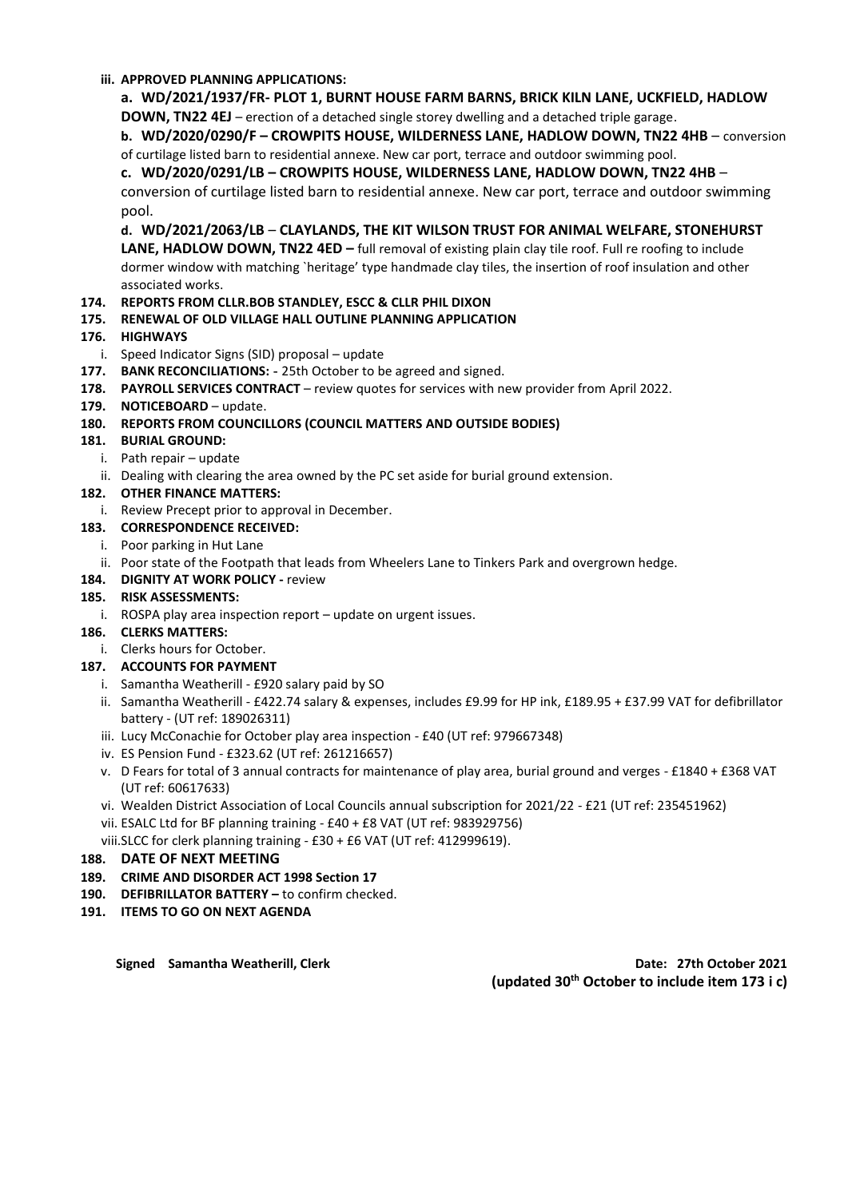**iii. APPROVED PLANNING APPLICATIONS:**

**a. WD/2021/1937/FR- PLOT 1, BURNT HOUSE FARM BARNS, BRICK KILN LANE, UCKFIELD, HADLOW DOWN, TN22 4EJ** – erection of a detached single storey dwelling and a detached triple garage.

**b. WD/2020/0290/F – CROWPITS HOUSE, WILDERNESS LANE, HADLOW DOWN, TN22 4HB** – conversion of curtilage listed barn to residential annexe. New car port, terrace and outdoor swimming pool.

**c. WD/2020/0291/LB – CROWPITS HOUSE, WILDERNESS LANE, HADLOW DOWN, TN22 4HB** – conversion of curtilage listed barn to residential annexe. New car port, terrace and outdoor swimming pool.

**d. WD/2021/2063/LB – CLAYLANDS, THE KIT WILSON TRUST FOR ANIMAL WELFARE, STONEHURST LANE, HADLOW DOWN, TN22 4ED –** full removal of existing plain clay tile roof. Full re roofing to include dormer window with matching `heritage' type handmade clay tiles, the insertion of roof insulation and other associated works.

**174. REPORTS FROM CLLR.BOB STANDLEY, ESCC & CLLR PHIL DIXON**

**175. RENEWAL OF OLD VILLAGE HALL OUTLINE PLANNING APPLICATION**

**176. HIGHWAYS**

i. Speed Indicator Signs (SID) proposal – update

**177. BANK RECONCILIATIONS: -** 25th October to be agreed and signed.

**178. PAYROLL SERVICES CONTRACT** – review quotes for services with new provider from April 2022.

**179. NOTICEBOARD** – update.

**180. REPORTS FROM COUNCILLORS (COUNCIL MATTERS AND OUTSIDE BODIES)**

**181. BURIAL GROUND:**

i. Path repair – update

ii. Dealing with clearing the area owned by the PC set aside for burial ground extension.

**182. OTHER FINANCE MATTERS:**

i. Review Precept prior to approval in December.

**183. CORRESPONDENCE RECEIVED:**

i. Poor parking in Hut Lane

ii. Poor state of the Footpath that leads from Wheelers Lane to Tinkers Park and overgrown hedge.

**184. DIGNITY AT WORK POLICY -** review

**185. RISK ASSESSMENTS:**

i. ROSPA play area inspection report – update on urgent issues.

**186. CLERKS MATTERS:**

i. Clerks hours for October.

**187. ACCOUNTS FOR PAYMENT**

i. Samantha Weatherill - £920 salary paid by SO

ii. Samantha Weatherill - £422.74 salary & expenses, includes £9.99 for HP ink, £189.95 + £37.99 VAT for defibrillator battery - (UT ref: 189026311)

iii. Lucy McConachie for October play area inspection - £40 (UT ref: 979667348)

iv. ES Pension Fund - £323.62 (UT ref: 261216657)

v. D Fears for total of 3 annual contracts for maintenance of play area, burial ground and verges - £1840 + £368 VAT (UT ref: 60617633)

vi. Wealden District Association of Local Councils annual subscription for 2021/22 - £21 (UT ref: 235451962)

vii. ESALC Ltd for BF planning training - £40 + £8 VAT (UT ref: 983929756)

viii. SLCC for clerk planning training - £30 + £6 VAT (UT ref: 412999619).

**188. DATE OF NEXT MEETING**

**189. CRIME AND DISORDER ACT 1998 Section 17**

**190. DEFIBRILLATOR BATTERY –** to confirm checked.

**191. ITEMS TO GO ON NEXT AGENDA**

**Signed Samantha Weatherill, Clerk** **Date: 27th October 2021**

**(updated 30th October to include item 173 i c)**